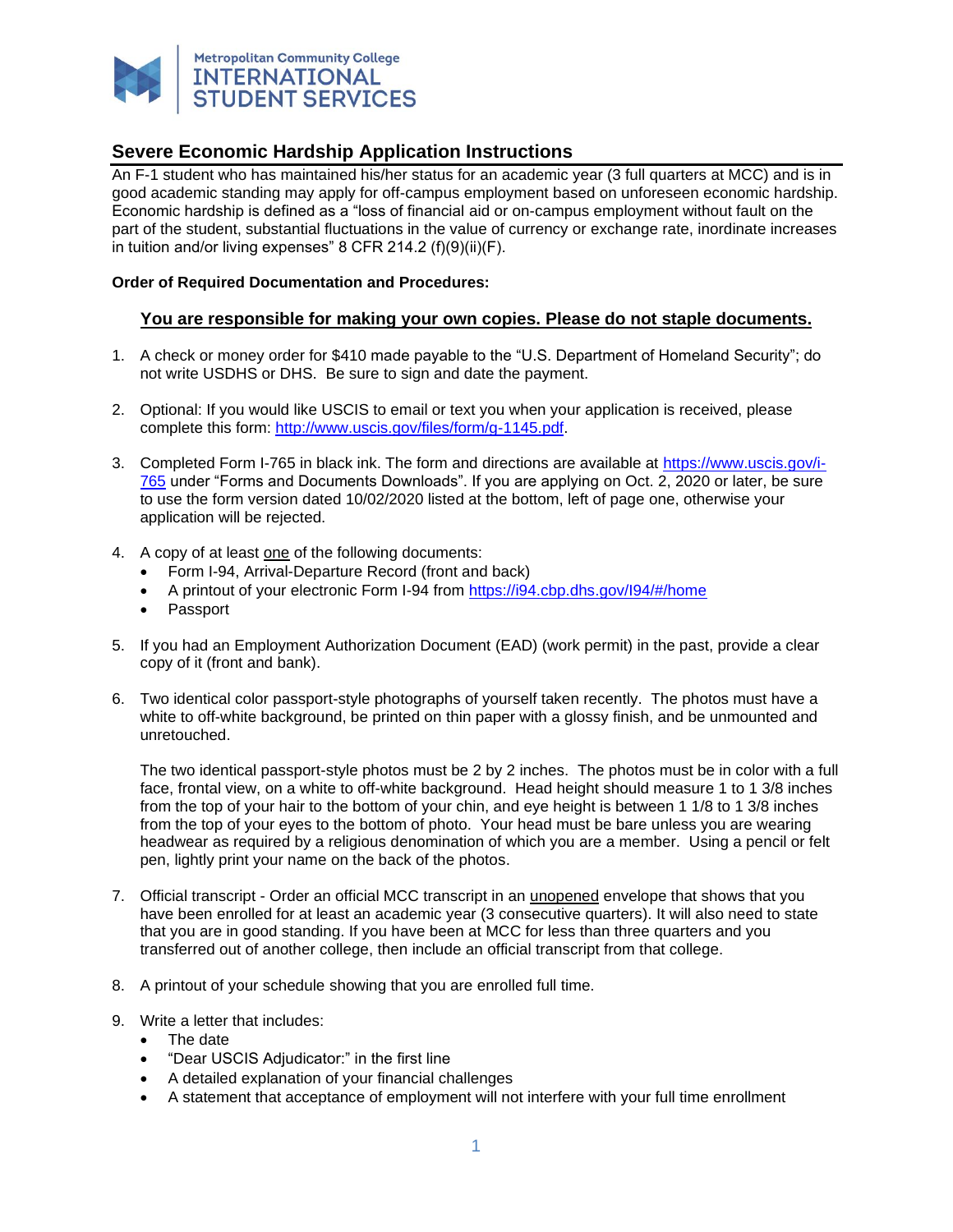Metropolitan Community College
INTERNATIONAL STUDENT SERVICES

## Severe Economic Hardship Application Instructions

An F-1 student who has maintained his/her status for an academic year (3 full quarters at MCC) and is in good academic standing may apply for off-campus employment based on unforeseen economic hardship. Economic hardship is defined as a "loss of financial aid or on-campus employment without fault on the part of the student, substantial fluctuations in the value of currency or exchange rate, inordinate increases in tuition and/or living expenses" 8 CFR 214.2 (f)(9)(ii)(F).

**Order of Required Documentation and Procedures:**

**You are responsible for making your own copies. Please do not staple documents.**

1. A check or money order for $410 made payable to the "U.S. Department of Homeland Security"; do not write USDHS or DHS. Be sure to sign and date the payment.

2. Optional: If you would like USCIS to email or text you when your application is received, please complete this form: [http://www.uscis.gov/files/form/g-1145.pdf](http://www.uscis.gov/files/form/g-1145.pdf).

3. Completed Form I-765 in black ink. The form and directions are available at [https://www.uscis.gov/i-765](https://www.uscis.gov/i-765) under "Forms and Documents Downloads". If you are applying on Oct. 2, 2020 or later, be sure to use the form version dated 10/02/2020 listed at the bottom, left of page one, otherwise your application will be rejected.

4. A copy of at least one of the following documents:
   - Form I-94, Arrival-Departure Record (front and back)
   - A printout of your electronic Form I-94 from [https://i94.cbp.dhs.gov/I94/#/home](https://i94.cbp.dhs.gov/I94/#/home)
   - Passport

5. If you had an Employment Authorization Document (EAD) (work permit) in the past, provide a clear copy of it (front and bank).

6. Two identical color passport-style photographs of yourself taken recently. The photos must have a white to off-white background, be printed on thin paper with a glossy finish, and be unmounted and unretouched.

   The two identical passport-style photos must be 2 by 2 inches. The photos must be in color with a full face, frontal view, on a white to off-white background. Head height should measure 1 to 1 3/8 inches from the top of your hair to the bottom of your chin, and eye height is between 1 1/8 to 1 3/8 inches from the top of your eyes to the bottom of photo. Your head must be bare unless you are wearing headwear as required by a religious denomination of which you are a member. Using a pencil or felt pen, lightly print your name on the back of the photos.

7. Official transcript - Order an official MCC transcript in an unopened envelope that shows that you have been enrolled for at least an academic year (3 consecutive quarters). It will also need to state that you are in good standing. If you have been at MCC for less than three quarters and you transferred out of another college, then include an official transcript from that college.

8. A printout of your schedule showing that you are enrolled full time.

9. Write a letter that includes:
   - The date
   - "Dear USCIS Adjudicator:" in the first line
   - A detailed explanation of your financial challenges
   - A statement that acceptance of employment will not interfere with your full time enrollment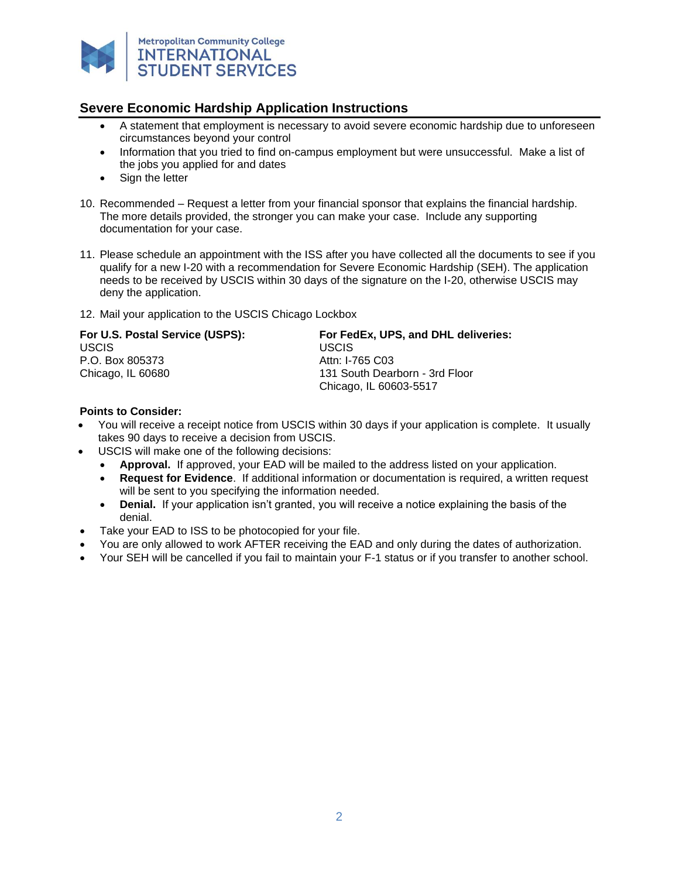## Severe Economic Hardship Application Instructions

- A statement that employment is necessary to avoid severe economic hardship due to unforeseen circumstances beyond your control
- Information that you tried to find on-campus employment but were unsuccessful. Make a list of the jobs you applied for and dates
- Sign the letter

10. Recommended – Request a letter from your financial sponsor that explains the financial hardship. The more details provided, the stronger you can make your case. Include any supporting documentation for your case.

11. Please schedule an appointment with the ISS after you have collected all the documents to see if you qualify for a new I-20 with a recommendation for Severe Economic Hardship (SEH). The application needs to be received by USCIS within 30 days of the signature on the I-20, otherwise USCIS may deny the application.

12. Mail your application to the USCIS Chicago Lockbox

**For U.S. Postal Service (USPS):**
USCIS
P.O. Box 805373
Chicago, IL 60680

**For FedEx, UPS, and DHL deliveries:**
USCIS
Attn: I-765 C03
131 South Dearborn - 3rd Floor
Chicago, IL 60603-5517

**Points to Consider:**

- You will receive a receipt notice from USCIS within 30 days if your application is complete. It usually takes 90 days to receive a decision from USCIS.
- USCIS will make one of the following decisions:
  - **Approval.** If approved, your EAD will be mailed to the address listed on your application.
  - **Request for Evidence**. If additional information or documentation is required, a written request will be sent to you specifying the information needed.
  - **Denial.** If your application isn't granted, you will receive a notice explaining the basis of the denial.
- Take your EAD to ISS to be photocopied for your file.
- You are only allowed to work AFTER receiving the EAD and only during the dates of authorization.
- Your SEH will be cancelled if you fail to maintain your F-1 status or if you transfer to another school.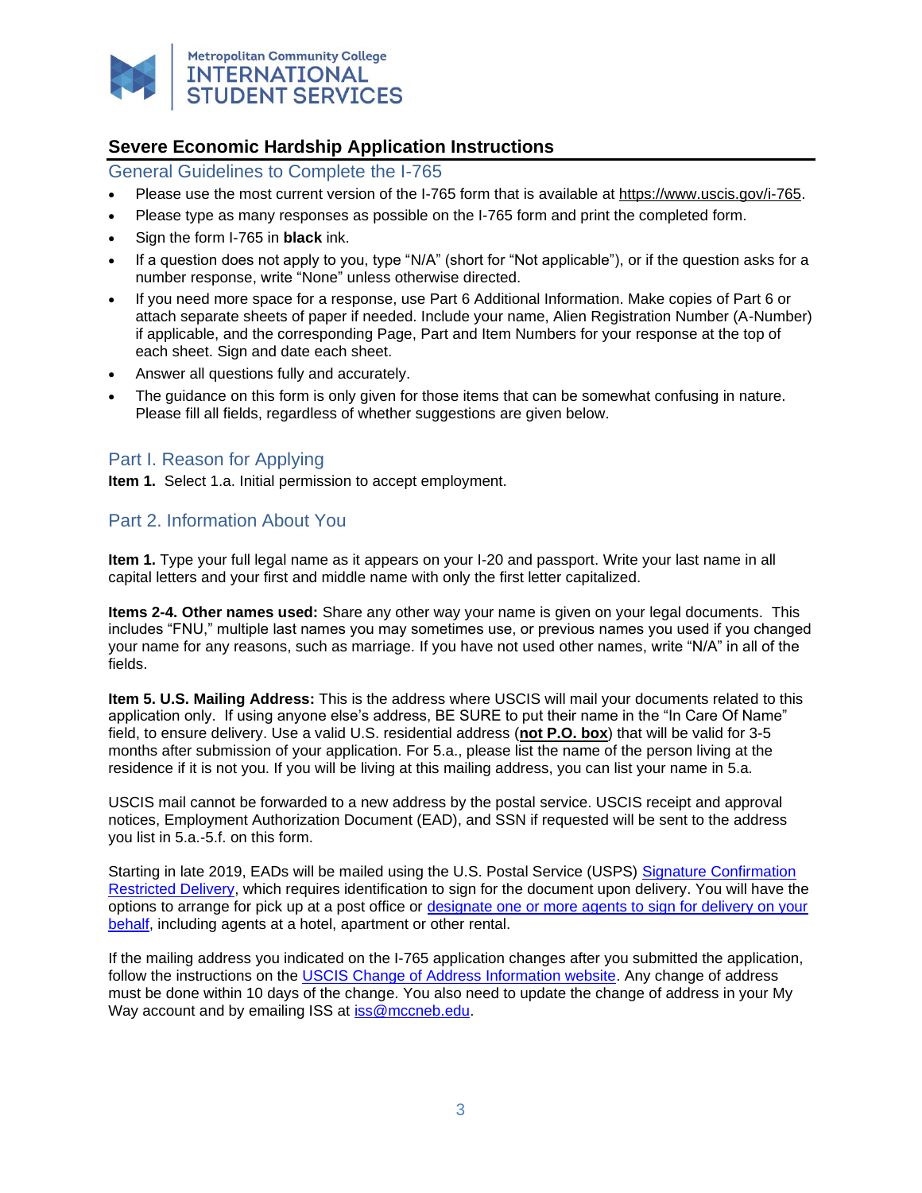Metropolitan Community College
INTERNATIONAL STUDENT SERVICES

## Severe Economic Hardship Application Instructions

### General Guidelines to Complete the I-765

- Please use the most current version of the I-765 form that is available at https://www.uscis.gov/i-765.
- Please type as many responses as possible on the I-765 form and print the completed form.
- Sign the form I-765 in **black** ink.
- If a question does not apply to you, type "N/A" (short for "Not applicable"), or if the question asks for a number response, write "None" unless otherwise directed.
- If you need more space for a response, use Part 6 Additional Information. Make copies of Part 6 or attach separate sheets of paper if needed. Include your name, Alien Registration Number (A-Number) if applicable, and the corresponding Page, Part and Item Numbers for your response at the top of each sheet. Sign and date each sheet.
- Answer all questions fully and accurately.
- The guidance on this form is only given for those items that can be somewhat confusing in nature. Please fill all fields, regardless of whether suggestions are given below.

### Part I. Reason for Applying

**Item 1.** Select 1.a. Initial permission to accept employment.

### Part 2. Information About You

**Item 1.** Type your full legal name as it appears on your I-20 and passport. Write your last name in all capital letters and your first and middle name with only the first letter capitalized.

**Items 2-4. Other names used:** Share any other way your name is given on your legal documents. This includes "FNU," multiple last names you may sometimes use, or previous names you used if you changed your name for any reasons, such as marriage. If you have not used other names, write "N/A" in all of the fields.

**Item 5. U.S. Mailing Address:** This is the address where USCIS will mail your documents related to this application only. If using anyone else's address, BE SURE to put their name in the "In Care Of Name" field, to ensure delivery. Use a valid U.S. residential address (**not P.O. box**) that will be valid for 3-5 months after submission of your application. For 5.a., please list the name of the person living at the residence if it is not you. If you will be living at this mailing address, you can list your name in 5.a.

USCIS mail cannot be forwarded to a new address by the postal service. USCIS receipt and approval notices, Employment Authorization Document (EAD), and SSN if requested will be sent to the address you list in 5.a.-5.f. on this form.

Starting in late 2019, EADs will be mailed using the U.S. Postal Service (USPS) Signature Confirmation Restricted Delivery, which requires identification to sign for the document upon delivery. You will have the options to arrange for pick up at a post office or designate one or more agents to sign for delivery on your behalf, including agents at a hotel, apartment or other rental.

If the mailing address you indicated on the I-765 application changes after you submitted the application, follow the instructions on the USCIS Change of Address Information website. Any change of address must be done within 10 days of the change. You also need to update the change of address in your My Way account and by emailing ISS at iss@mccneb.edu.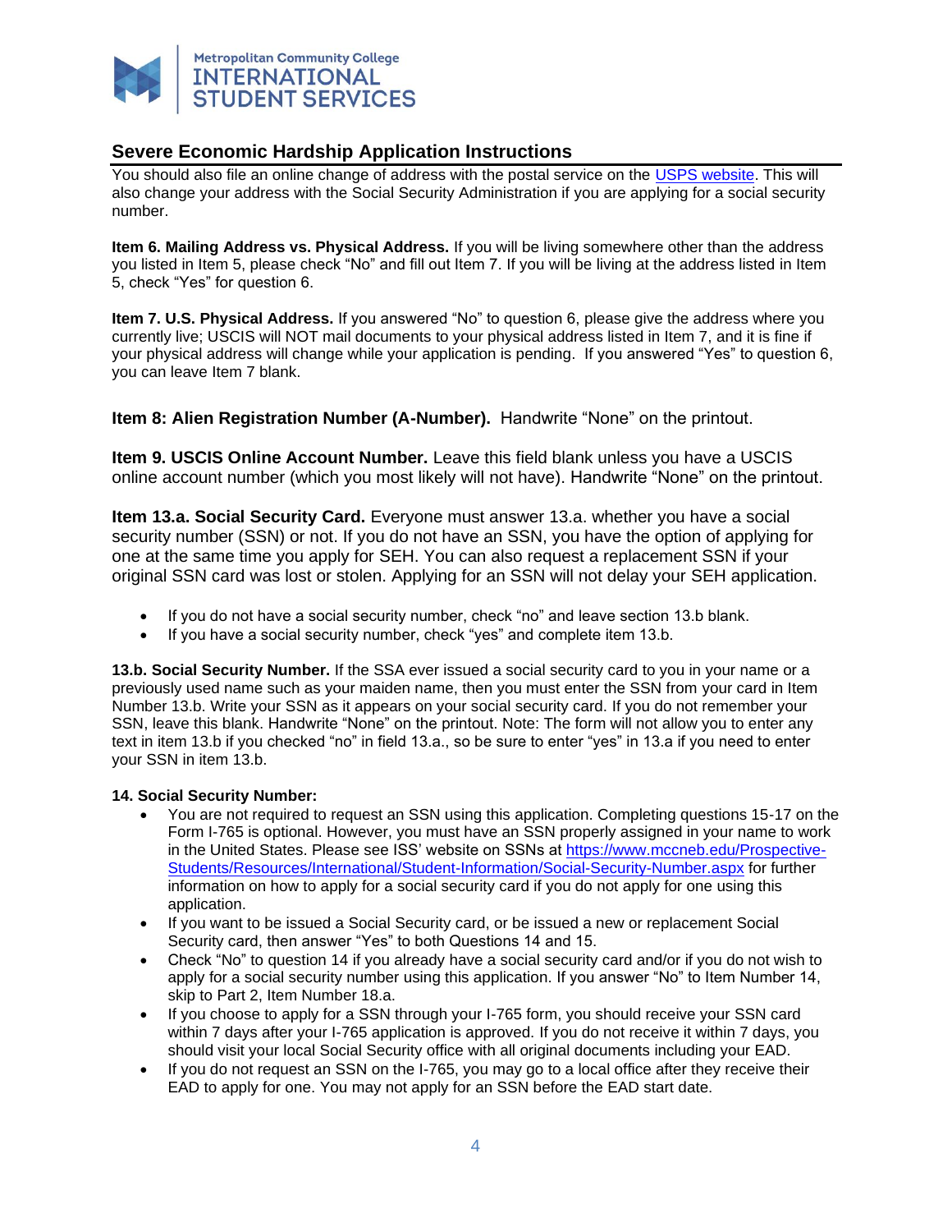## Severe Economic Hardship Application Instructions

You should also file an online change of address with the postal service on the [USPS website](USPS website). This will also change your address with the Social Security Administration if you are applying for a social security number.

**Item 6. Mailing Address vs. Physical Address.** If you will be living somewhere other than the address you listed in Item 5, please check "No" and fill out Item 7. If you will be living at the address listed in Item 5, check "Yes" for question 6.

**Item 7. U.S. Physical Address.** If you answered "No" to question 6, please give the address where you currently live; USCIS will NOT mail documents to your physical address listed in Item 7, and it is fine if your physical address will change while your application is pending. If you answered "Yes" to question 6, you can leave Item 7 blank.

**Item 8: Alien Registration Number (A-Number).** Handwrite "None" on the printout.

**Item 9. USCIS Online Account Number.** Leave this field blank unless you have a USCIS online account number (which you most likely will not have). Handwrite "None" on the printout.

**Item 13.a. Social Security Card.** Everyone must answer 13.a. whether you have a social security number (SSN) or not. If you do not have an SSN, you have the option of applying for one at the same time you apply for SEH. You can also request a replacement SSN if your original SSN card was lost or stolen. Applying for an SSN will not delay your SEH application.

- If you do not have a social security number, check "no" and leave section 13.b blank.
- If you have a social security number, check "yes" and complete item 13.b.

**13.b. Social Security Number.** If the SSA ever issued a social security card to you in your name or a previously used name such as your maiden name, then you must enter the SSN from your card in Item Number 13.b. Write your SSN as it appears on your social security card. If you do not remember your SSN, leave this blank. Handwrite "None" on the printout. Note: The form will not allow you to enter any text in item 13.b if you checked "no" in field 13.a., so be sure to enter "yes" in 13.a if you need to enter your SSN in item 13.b.

**14. Social Security Number:**

- You are not required to request an SSN using this application. Completing questions 15-17 on the Form I-765 is optional. However, you must have an SSN properly assigned in your name to work in the United States. Please see ISS' website on SSNs at [https://www.mccneb.edu/Prospective-Students/Resources/International/Student-Information/Social-Security-Number.aspx](https://www.mccneb.edu/Prospective-Students/Resources/International/Student-Information/Social-Security-Number.aspx) for further information on how to apply for a social security card if you do not apply for one using this application.
- If you want to be issued a Social Security card, or be issued a new or replacement Social Security card, then answer "Yes" to both Questions 14 and 15.
- Check "No" to question 14 if you already have a social security card and/or if you do not wish to apply for a social security number using this application. If you answer "No" to Item Number 14, skip to Part 2, Item Number 18.a.
- If you choose to apply for a SSN through your I-765 form, you should receive your SSN card within 7 days after your I-765 application is approved. If you do not receive it within 7 days, you should visit your local Social Security office with all original documents including your EAD.
- If you do not request an SSN on the I-765, you may go to a local office after they receive their EAD to apply for one. You may not apply for an SSN before the EAD start date.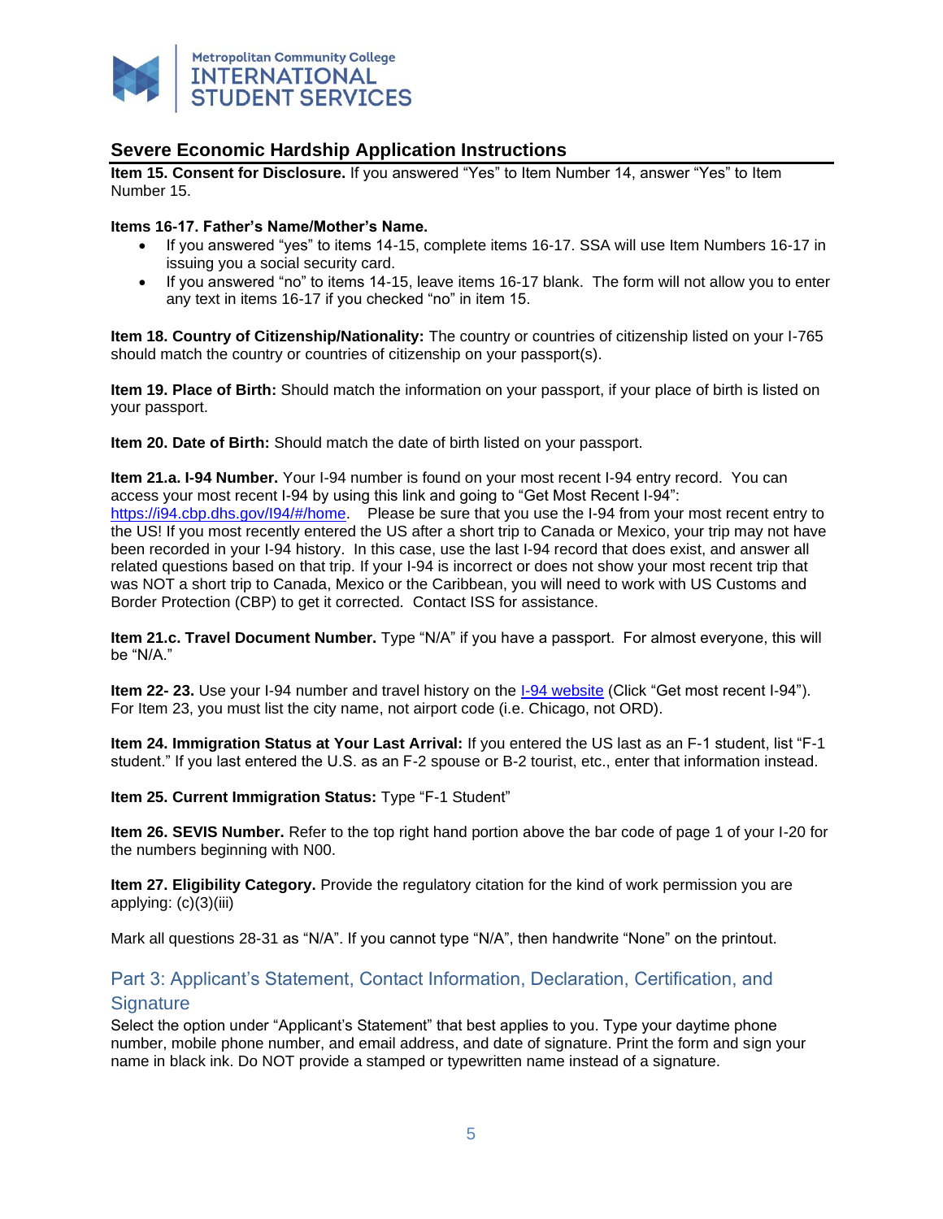## Severe Economic Hardship Application Instructions

**Item 15. Consent for Disclosure.** If you answered "Yes" to Item Number 14, answer "Yes" to Item Number 15.

**Items 16-17. Father's Name/Mother's Name.**

- If you answered "yes" to items 14-15, complete items 16-17. SSA will use Item Numbers 16-17 in issuing you a social security card.
- If you answered "no" to items 14-15, leave items 16-17 blank. The form will not allow you to enter any text in items 16-17 if you checked "no" in item 15.

**Item 18. Country of Citizenship/Nationality:** The country or countries of citizenship listed on your I-765 should match the country or countries of citizenship on your passport(s).

**Item 19. Place of Birth:** Should match the information on your passport, if your place of birth is listed on your passport.

**Item 20. Date of Birth:** Should match the date of birth listed on your passport.

**Item 21.a. I-94 Number.** Your I-94 number is found on your most recent I-94 entry record. You can access your most recent I-94 by using this link and going to "Get Most Recent I-94": https://i94.cbp.dhs.gov/I94/#/home. Please be sure that you use the I-94 from your most recent entry to the US! If you most recently entered the US after a short trip to Canada or Mexico, your trip may not have been recorded in your I-94 history. In this case, use the last I-94 record that does exist, and answer all related questions based on that trip. If your I-94 is incorrect or does not show your most recent trip that was NOT a short trip to Canada, Mexico or the Caribbean, you will need to work with US Customs and Border Protection (CBP) to get it corrected. Contact ISS for assistance.

**Item 21.c. Travel Document Number.** Type "N/A" if you have a passport. For almost everyone, this will be "N/A."

**Item 22- 23.** Use your I-94 number and travel history on the I-94 website (Click "Get most recent I-94"). For Item 23, you must list the city name, not airport code (i.e. Chicago, not ORD).

**Item 24. Immigration Status at Your Last Arrival:** If you entered the US last as an F-1 student, list "F-1 student." If you last entered the U.S. as an F-2 spouse or B-2 tourist, etc., enter that information instead.

**Item 25. Current Immigration Status:** Type "F-1 Student"

**Item 26. SEVIS Number.** Refer to the top right hand portion above the bar code of page 1 of your I-20 for the numbers beginning with N00.

**Item 27. Eligibility Category.** Provide the regulatory citation for the kind of work permission you are applying: (c)(3)(iii)

Mark all questions 28-31 as "N/A". If you cannot type "N/A", then handwrite "None" on the printout.

## Part 3: Applicant's Statement, Contact Information, Declaration, Certification, and Signature

Select the option under "Applicant's Statement" that best applies to you. Type your daytime phone number, mobile phone number, and email address, and date of signature. Print the form and sign your name in black ink. Do NOT provide a stamped or typewritten name instead of a signature.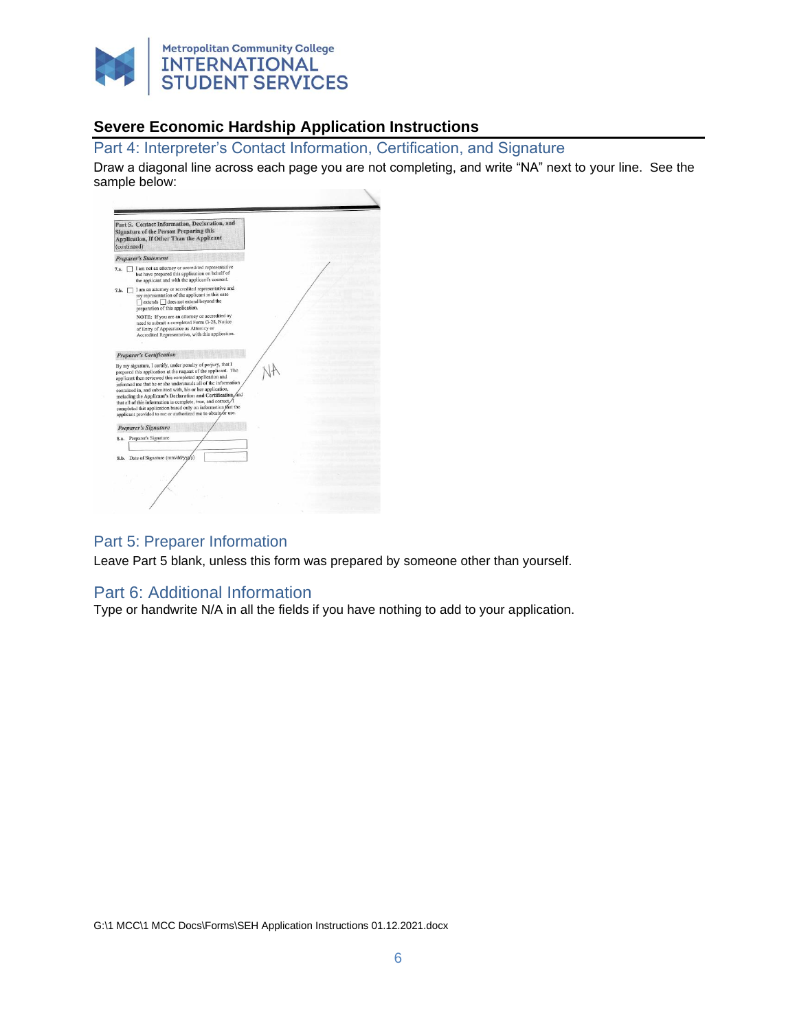## Severe Economic Hardship Application Instructions

### Part 4: Interpreter's Contact Information, Certification, and Signature

Draw a diagonal line across each page you are not completing, and write "NA" next to your line. See the sample below:

### Part 5: Preparer Information

Leave Part 5 blank, unless this form was prepared by someone other than yourself.

### Part 6: Additional Information

Type or handwrite N/A in all the fields if you have nothing to add to your application.